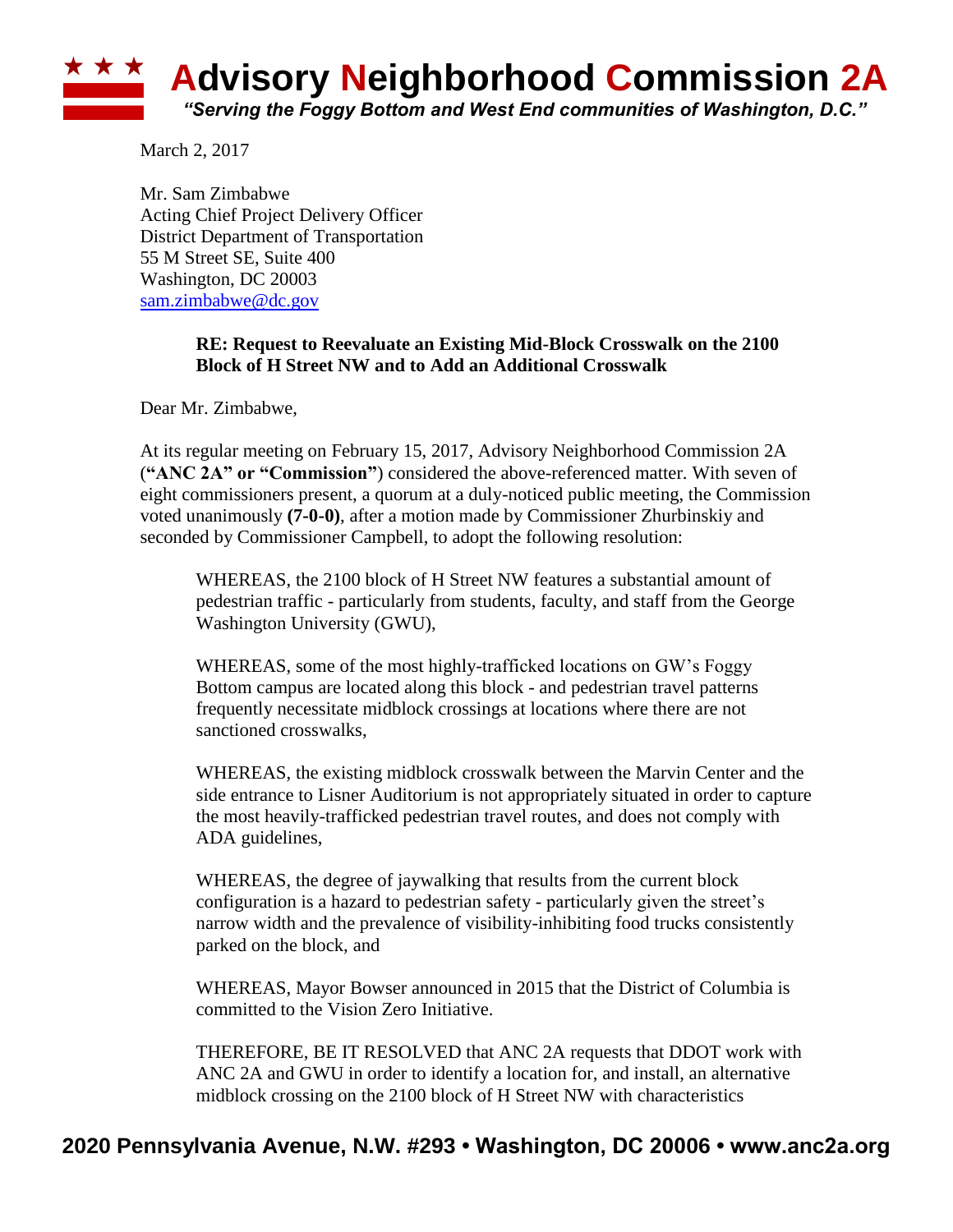# Advisory Neighborhood Commission 2A

*"Serving the Foggy Bottom and West End communities of Washington, D.C."*

March 2, 2017

Mr. Sam Zimbabwe
Acting Chief Project Delivery Officer
District Department of Transportation
55 M Street SE, Suite 400
Washington, DC 20003
sam.zimbabwe@dc.gov

**RE: Request to Reevaluate an Existing Mid-Block Crosswalk on the 2100 Block of H Street NW and to Add an Additional Crosswalk**

Dear Mr. Zimbabwe,

At its regular meeting on February 15, 2017, Advisory Neighborhood Commission 2A (**"ANC 2A" or "Commission"**) considered the above-referenced matter. With seven of eight commissioners present, a quorum at a duly-noticed public meeting, the Commission voted unanimously **(7-0-0)**, after a motion made by Commissioner Zhurbinskiy and seconded by Commissioner Campbell, to adopt the following resolution:

> WHEREAS, the 2100 block of H Street NW features a substantial amount of pedestrian traffic - particularly from students, faculty, and staff from the George Washington University (GWU),
>
> WHEREAS, some of the most highly-trafficked locations on GW's Foggy Bottom campus are located along this block - and pedestrian travel patterns frequently necessitate midblock crossings at locations where there are not sanctioned crosswalks,
>
> WHEREAS, the existing midblock crosswalk between the Marvin Center and the side entrance to Lisner Auditorium is not appropriately situated in order to capture the most heavily-trafficked pedestrian travel routes, and does not comply with ADA guidelines,
>
> WHEREAS, the degree of jaywalking that results from the current block configuration is a hazard to pedestrian safety - particularly given the street's narrow width and the prevalence of visibility-inhibiting food trucks consistently parked on the block, and
>
> WHEREAS, Mayor Bowser announced in 2015 that the District of Columbia is committed to the Vision Zero Initiative.
>
> THEREFORE, BE IT RESOLVED that ANC 2A requests that DDOT work with ANC 2A and GWU in order to identify a location for, and install, an alternative midblock crossing on the 2100 block of H Street NW with characteristics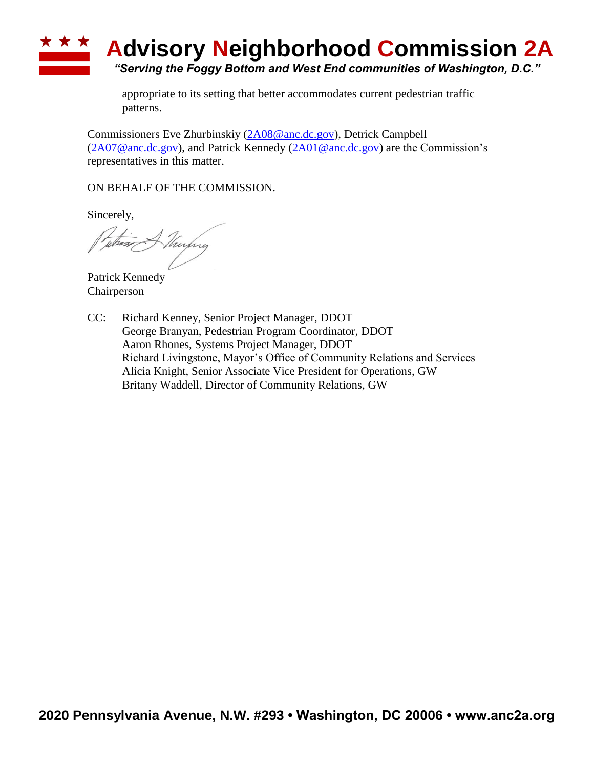appropriate to its setting that better accommodates current pedestrian traffic patterns.

Commissioners Eve Zhurbinskiy (2A08@anc.dc.gov), Detrick Campbell (2A07@anc.dc.gov), and Patrick Kennedy (2A01@anc.dc.gov) are the Commission's representatives in this matter.

ON BEHALF OF THE COMMISSION.

Sincerely,

Patrick Kennedy
Chairperson

CC: Richard Kenney, Senior Project Manager, DDOT
George Branyan, Pedestrian Program Coordinator, DDOT
Aaron Rhones, Systems Project Manager, DDOT
Richard Livingstone, Mayor's Office of Community Relations and Services
Alicia Knight, Senior Associate Vice President for Operations, GW
Britany Waddell, Director of Community Relations, GW